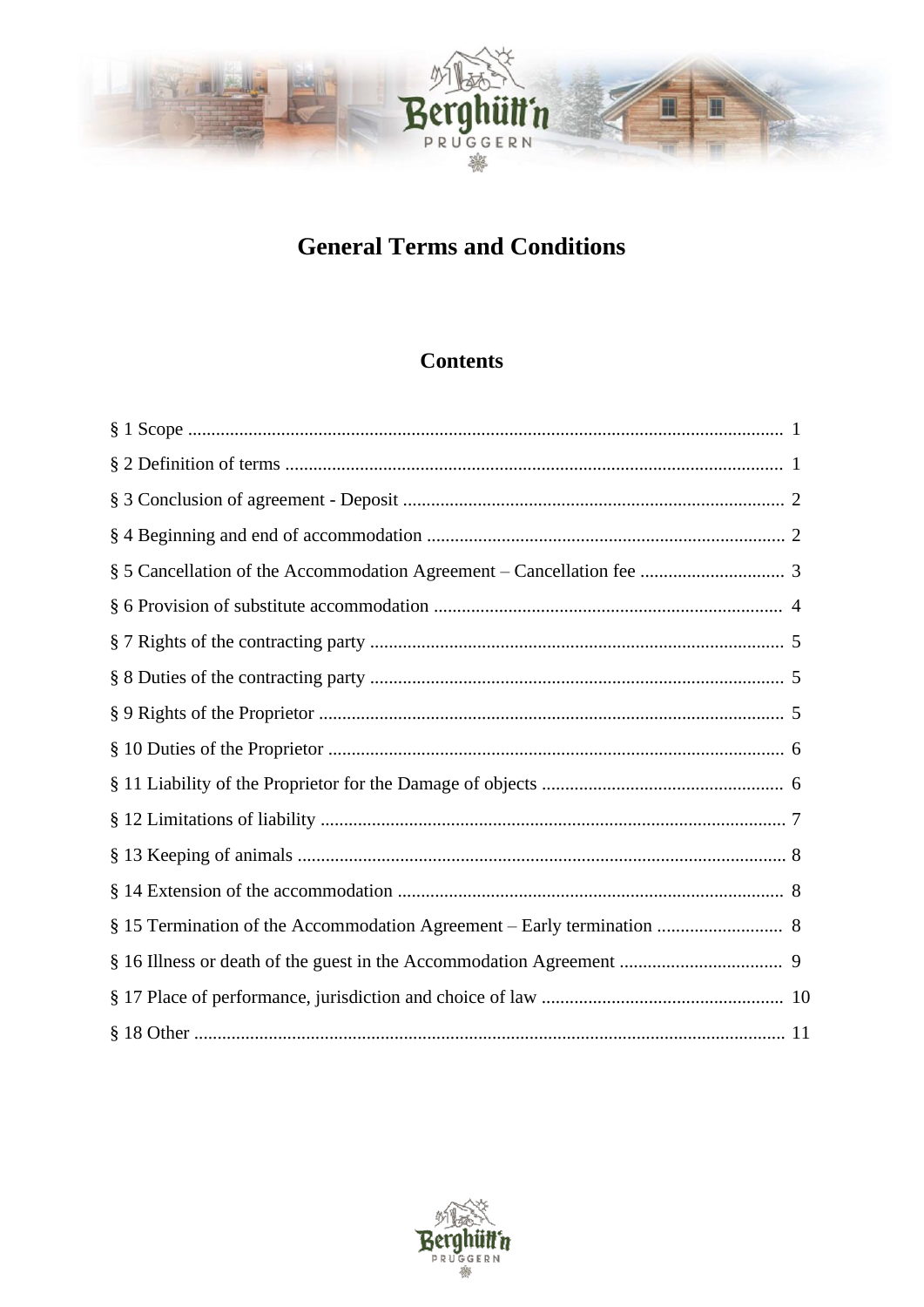# General Terms and Conditions

## Contents

§ 1 Scope ........................................................................ 1

§ 2 Definition of terms ........................................................................ 1

§ 3 Conclusion of agreement - Deposit ........................................................................ 2

§ 4 Beginning and end of accommodation ........................................................................ 2

§ 5 Cancellation of the Accommodation Agreement – Cancellation fee ........................................................................ 3

§ 6 Provision of substitute accommodation ........................................................................ 4

§ 7 Rights of the contracting party ........................................................................ 5

§ 8 Duties of the contracting party ........................................................................ 5

§ 9 Rights of the Proprietor ........................................................................ 5

§ 10 Duties of the Proprietor ........................................................................ 6

§ 11 Liability of the Proprietor for the Damage of objects ........................................................................ 6

§ 12 Limitations of liability ........................................................................ 7

§ 13 Keeping of animals ........................................................................ 8

§ 14 Extension of the accommodation ........................................................................ 8

§ 15 Termination of the Accommodation Agreement – Early termination ........................................................................ 8

§ 16 Illness or death of the guest in the Accommodation Agreement ........................................................................ 9

§ 17 Place of performance, jurisdiction and choice of law ........................................................................ 10

§ 18 Other ........................................................................ 11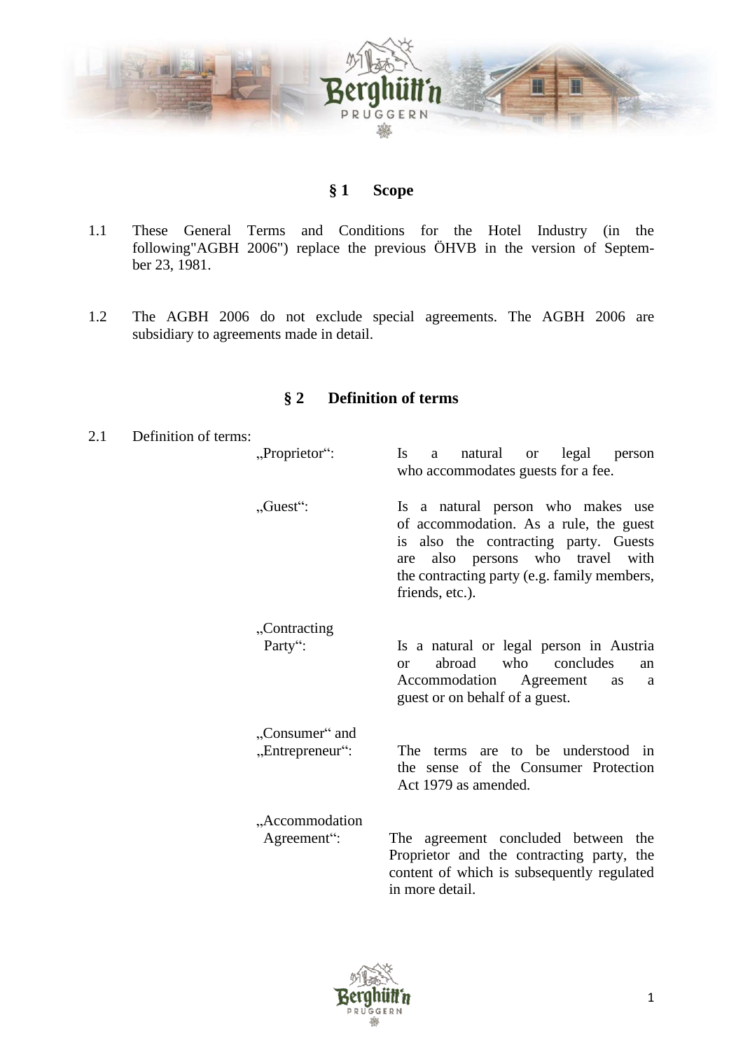## § 1 Scope

1.1 These General Terms and Conditions for the Hotel Industry (in the following"AGBH 2006") replace the previous ÖHVB in the version of September 23, 1981.

1.2 The AGBH 2006 do not exclude special agreements. The AGBH 2006 are subsidiary to agreements made in detail.

## § 2 Definition of terms

2.1 Definition of terms:

„Proprietor“: Is a natural or legal person who accommodates guests for a fee.

„Guest“: Is a natural person who makes use of accommodation. As a rule, the guest is also the contracting party. Guests are also persons who travel with the contracting party (e.g. family members, friends, etc.).

„Contracting Party“: Is a natural or legal person in Austria or abroad who concludes an Accommodation Agreement as a guest or on behalf of a guest.

„Consumer“ and „Entrepreneur“: The terms are to be understood in the sense of the Consumer Protection Act 1979 as amended.

„Accommodation Agreement“: The agreement concluded between the Proprietor and the contracting party, the content of which is subsequently regulated in more detail.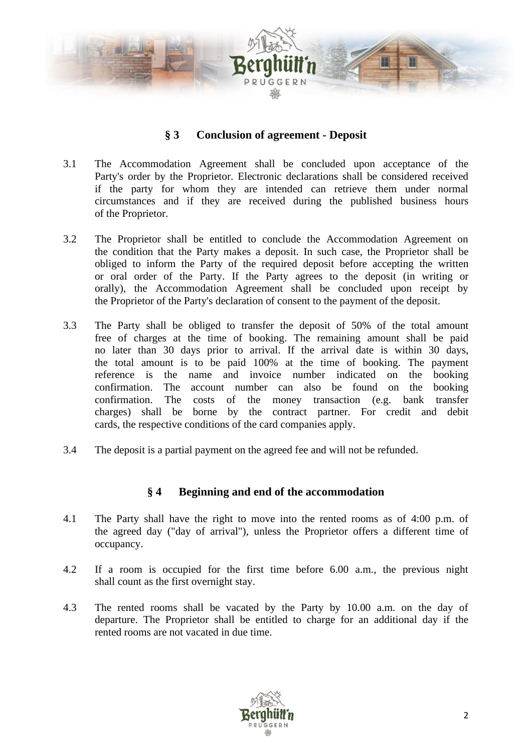## § 3 Conclusion of agreement - Deposit

3.1 The Accommodation Agreement shall be concluded upon acceptance of the Party's order by the Proprietor. Electronic declarations shall be considered received if the party for whom they are intended can retrieve them under normal circumstances and if they are received during the published business hours of the Proprietor.

3.2 The Proprietor shall be entitled to conclude the Accommodation Agreement on the condition that the Party makes a deposit. In such case, the Proprietor shall be obliged to inform the Party of the required deposit before accepting the written or oral order of the Party. If the Party agrees to the deposit (in writing or orally), the Accommodation Agreement shall be concluded upon receipt by the Proprietor of the Party's declaration of consent to the payment of the deposit.

3.3 The Party shall be obliged to transfer the deposit of 50% of the total amount free of charges at the time of booking. The remaining amount shall be paid no later than 30 days prior to arrival. If the arrival date is within 30 days, the total amount is to be paid 100% at the time of booking. The payment reference is the name and invoice number indicated on the booking confirmation. The account number can also be found on the booking confirmation. The costs of the money transaction (e.g. bank transfer charges) shall be borne by the contract partner. For credit and debit cards, the respective conditions of the card companies apply.

3.4 The deposit is a partial payment on the agreed fee and will not be refunded.

## § 4 Beginning and end of the accommodation

4.1 The Party shall have the right to move into the rented rooms as of 4:00 p.m. of the agreed day ("day of arrival"), unless the Proprietor offers a different time of occupancy.

4.2 If a room is occupied for the first time before 6.00 a.m., the previous night shall count as the first overnight stay.

4.3 The rented rooms shall be vacated by the Party by 10.00 a.m. on the day of departure. The Proprietor shall be entitled to charge for an additional day if the rented rooms are not vacated in due time.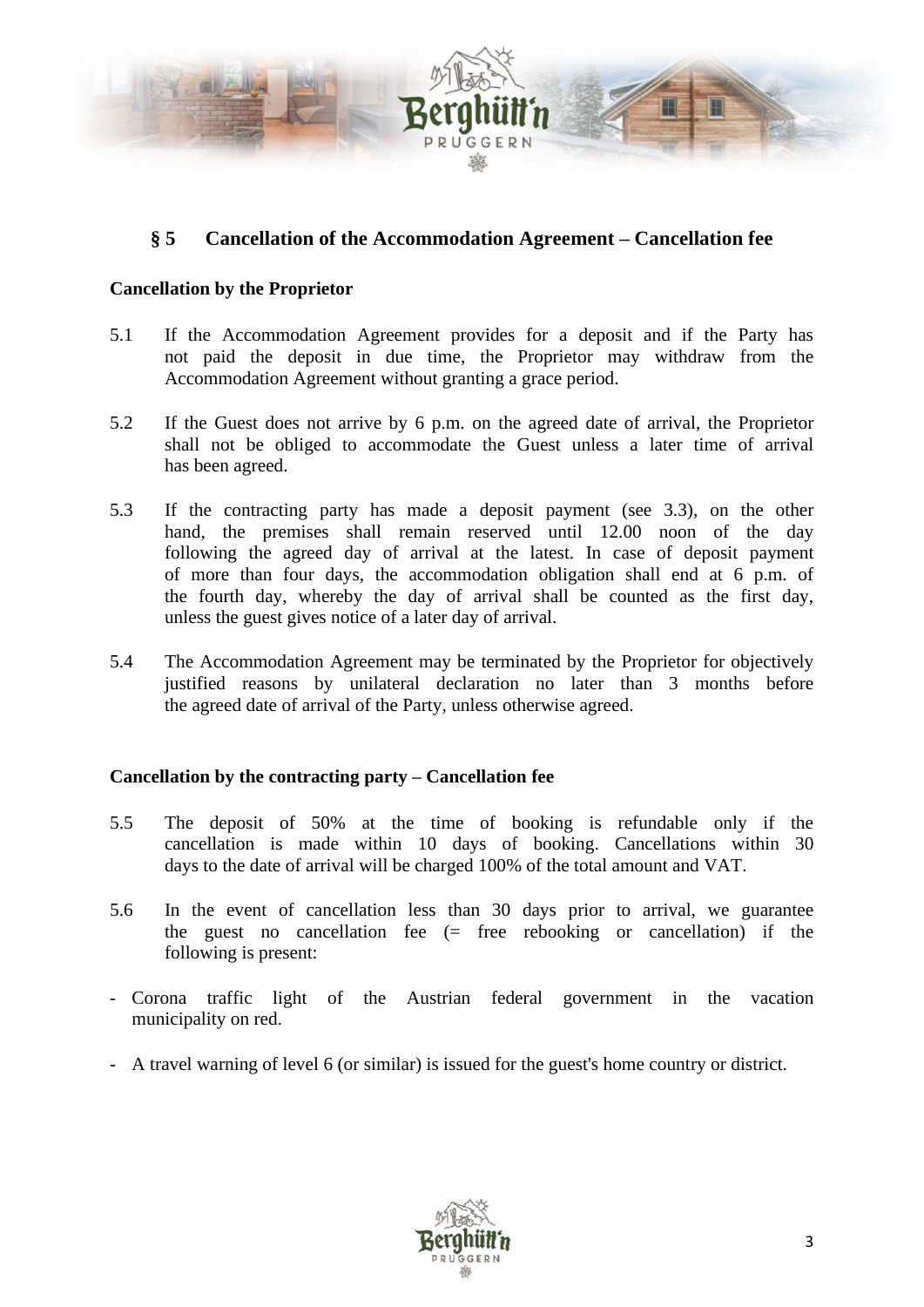## § 5 Cancellation of the Accommodation Agreement – Cancellation fee

**Cancellation by the Proprietor**

5.1 If the Accommodation Agreement provides for a deposit and if the Party has not paid the deposit in due time, the Proprietor may withdraw from the Accommodation Agreement without granting a grace period.

5.2 If the Guest does not arrive by 6 p.m. on the agreed date of arrival, the Proprietor shall not be obliged to accommodate the Guest unless a later time of arrival has been agreed.

5.3 If the contracting party has made a deposit payment (see 3.3), on the other hand, the premises shall remain reserved until 12.00 noon of the day following the agreed day of arrival at the latest. In case of deposit payment of more than four days, the accommodation obligation shall end at 6 p.m. of the fourth day, whereby the day of arrival shall be counted as the first day, unless the guest gives notice of a later day of arrival.

5.4 The Accommodation Agreement may be terminated by the Proprietor for objectively justified reasons by unilateral declaration no later than 3 months before the agreed date of arrival of the Party, unless otherwise agreed.

**Cancellation by the contracting party – Cancellation fee**

5.5 The deposit of 50% at the time of booking is refundable only if the cancellation is made within 10 days of booking. Cancellations within 30 days to the date of arrival will be charged 100% of the total amount and VAT.

5.6 In the event of cancellation less than 30 days prior to arrival, we guarantee the guest no cancellation fee (= free rebooking or cancellation) if the following is present:

- Corona traffic light of the Austrian federal government in the vacation municipality on red.
- A travel warning of level 6 (or similar) is issued for the guest's home country or district.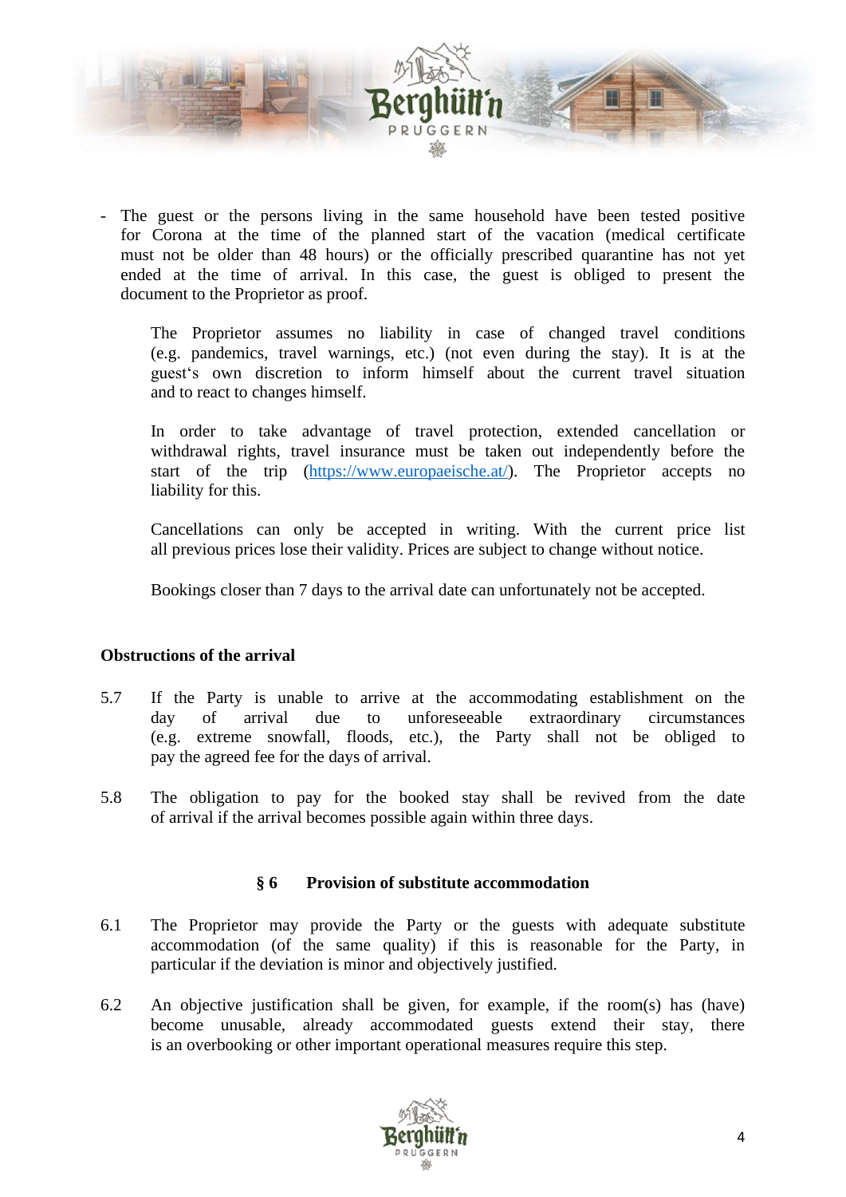- The guest or the persons living in the same household have been tested positive for Corona at the time of the planned start of the vacation (medical certificate must not be older than 48 hours) or the officially prescribed quarantine has not yet ended at the time of arrival. In this case, the guest is obliged to present the document to the Proprietor as proof.

The Proprietor assumes no liability in case of changed travel conditions (e.g. pandemics, travel warnings, etc.) (not even during the stay). It is at the guest's own discretion to inform himself about the current travel situation and to react to changes himself.

In order to take advantage of travel protection, extended cancellation or withdrawal rights, travel insurance must be taken out independently before the start of the trip ([https://www.europaeische.at/](https://www.europaeische.at/)). The Proprietor accepts no liability for this.

Cancellations can only be accepted in writing. With the current price list all previous prices lose their validity. Prices are subject to change without notice.

Bookings closer than 7 days to the arrival date can unfortunately not be accepted.

**Obstructions of the arrival**

5.7 If the Party is unable to arrive at the accommodating establishment on the day of arrival due to unforeseeable extraordinary circumstances (e.g. extreme snowfall, floods, etc.), the Party shall not be obliged to pay the agreed fee for the days of arrival.

5.8 The obligation to pay for the booked stay shall be revived from the date of arrival if the arrival becomes possible again within three days.

## § 6 Provision of substitute accommodation

6.1 The Proprietor may provide the Party or the guests with adequate substitute accommodation (of the same quality) if this is reasonable for the Party, in particular if the deviation is minor and objectively justified.

6.2 An objective justification shall be given, for example, if the room(s) has (have) become unusable, already accommodated guests extend their stay, there is an overbooking or other important operational measures require this step.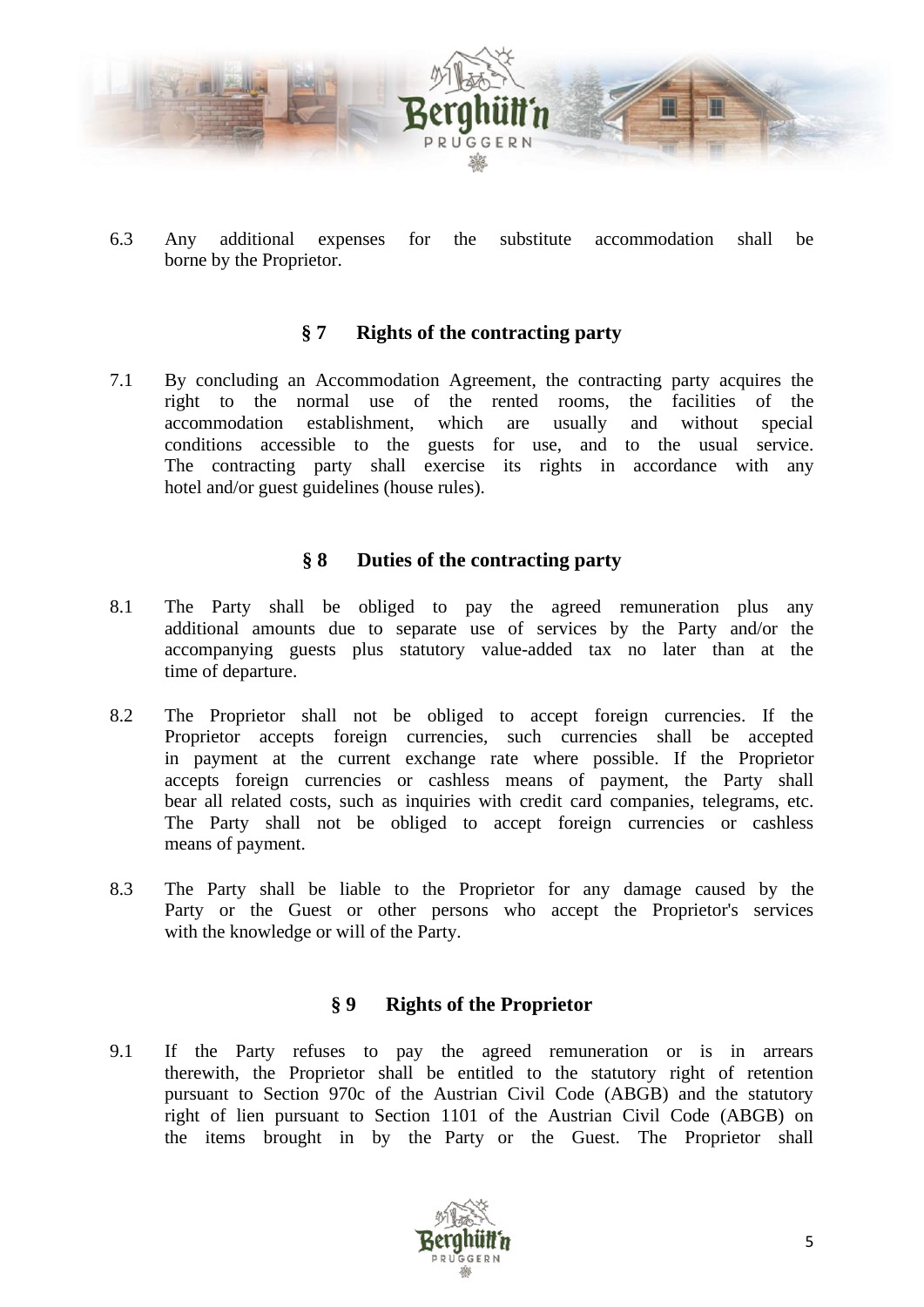6.3 Any additional expenses for the substitute accommodation shall be borne by the Proprietor.

## § 7 Rights of the contracting party

7.1 By concluding an Accommodation Agreement, the contracting party acquires the right to the normal use of the rented rooms, the facilities of the accommodation establishment, which are usually and without special conditions accessible to the guests for use, and to the usual service. The contracting party shall exercise its rights in accordance with any hotel and/or guest guidelines (house rules).

## § 8 Duties of the contracting party

8.1 The Party shall be obliged to pay the agreed remuneration plus any additional amounts due to separate use of services by the Party and/or the accompanying guests plus statutory value-added tax no later than at the time of departure.

8.2 The Proprietor shall not be obliged to accept foreign currencies. If the Proprietor accepts foreign currencies, such currencies shall be accepted in payment at the current exchange rate where possible. If the Proprietor accepts foreign currencies or cashless means of payment, the Party shall bear all related costs, such as inquiries with credit card companies, telegrams, etc. The Party shall not be obliged to accept foreign currencies or cashless means of payment.

8.3 The Party shall be liable to the Proprietor for any damage caused by the Party or the Guest or other persons who accept the Proprietor's services with the knowledge or will of the Party.

## § 9 Rights of the Proprietor

9.1 If the Party refuses to pay the agreed remuneration or is in arrears therewith, the Proprietor shall be entitled to the statutory right of retention pursuant to Section 970c of the Austrian Civil Code (ABGB) and the statutory right of lien pursuant to Section 1101 of the Austrian Civil Code (ABGB) on the items brought in by the Party or the Guest. The Proprietor shall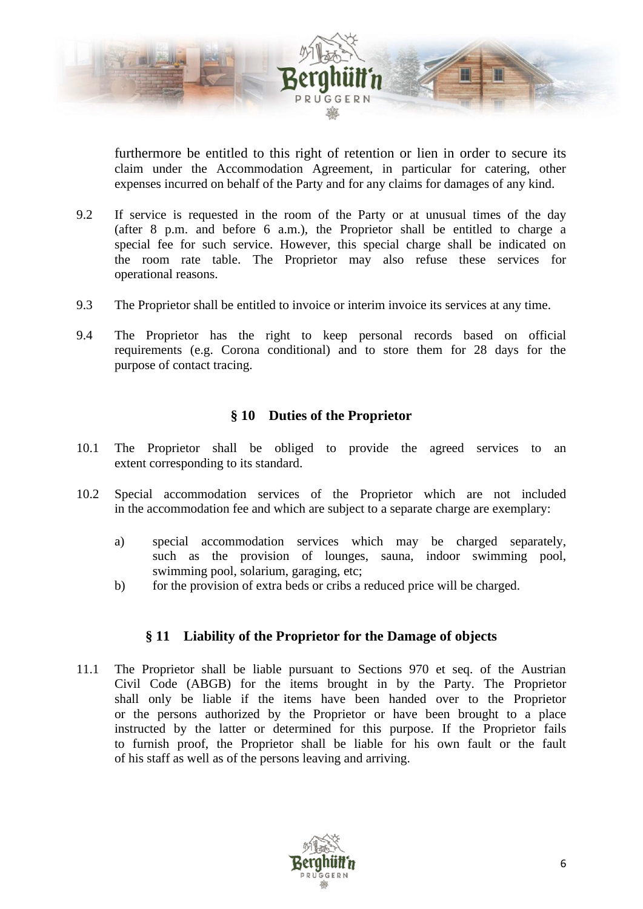furthermore be entitled to this right of retention or lien in order to secure its claim under the Accommodation Agreement, in particular for catering, other expenses incurred on behalf of the Party and for any claims for damages of any kind.

9.2 If service is requested in the room of the Party or at unusual times of the day (after 8 p.m. and before 6 a.m.), the Proprietor shall be entitled to charge a special fee for such service. However, this special charge shall be indicated on the room rate table. The Proprietor may also refuse these services for operational reasons.

9.3 The Proprietor shall be entitled to invoice or interim invoice its services at any time.

9.4 The Proprietor has the right to keep personal records based on official requirements (e.g. Corona conditional) and to store them for 28 days for the purpose of contact tracing.

## § 10 Duties of the Proprietor

10.1 The Proprietor shall be obliged to provide the agreed services to an extent corresponding to its standard.

10.2 Special accommodation services of the Proprietor which are not included in the accommodation fee and which are subject to a separate charge are exemplary:

a) special accommodation services which may be charged separately, such as the provision of lounges, sauna, indoor swimming pool, swimming pool, solarium, garaging, etc;

b) for the provision of extra beds or cribs a reduced price will be charged.

## § 11 Liability of the Proprietor for the Damage of objects

11.1 The Proprietor shall be liable pursuant to Sections 970 et seq. of the Austrian Civil Code (ABGB) for the items brought in by the Party. The Proprietor shall only be liable if the items have been handed over to the Proprietor or the persons authorized by the Proprietor or have been brought to a place instructed by the latter or determined for this purpose. If the Proprietor fails to furnish proof, the Proprietor shall be liable for his own fault or the fault of his staff as well as of the persons leaving and arriving.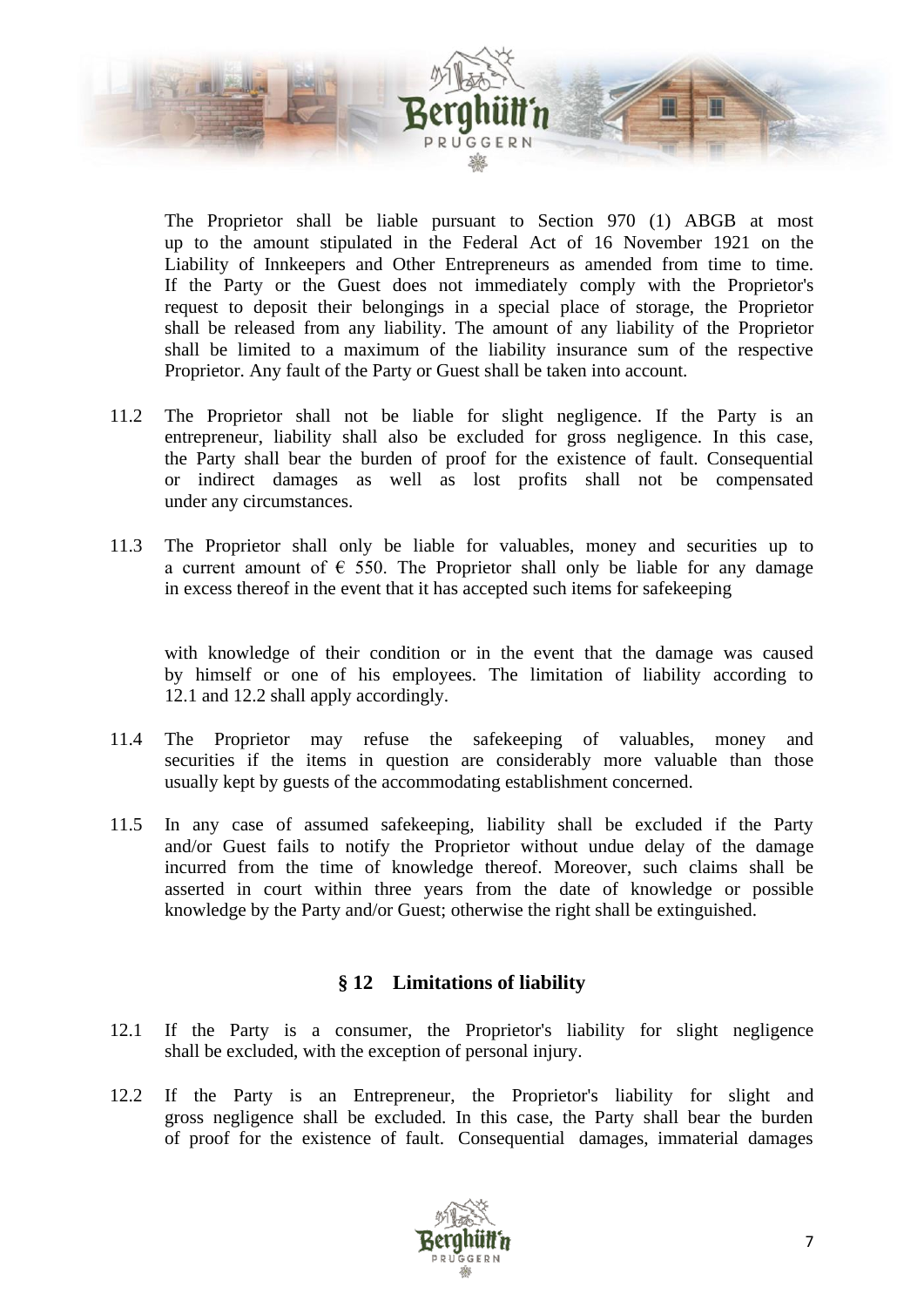The Proprietor shall be liable pursuant to Section 970 (1) ABGB at most up to the amount stipulated in the Federal Act of 16 November 1921 on the Liability of Innkeepers and Other Entrepreneurs as amended from time to time. If the Party or the Guest does not immediately comply with the Proprietor's request to deposit their belongings in a special place of storage, the Proprietor shall be released from any liability. The amount of any liability of the Proprietor shall be limited to a maximum of the liability insurance sum of the respective Proprietor. Any fault of the Party or Guest shall be taken into account.

11.2 The Proprietor shall not be liable for slight negligence. If the Party is an entrepreneur, liability shall also be excluded for gross negligence. In this case, the Party shall bear the burden of proof for the existence of fault. Consequential or indirect damages as well as lost profits shall not be compensated under any circumstances.

11.3 The Proprietor shall only be liable for valuables, money and securities up to a current amount of € 550. The Proprietor shall only be liable for any damage in excess thereof in the event that it has accepted such items for safekeeping

with knowledge of their condition or in the event that the damage was caused by himself or one of his employees. The limitation of liability according to 12.1 and 12.2 shall apply accordingly.

11.4 The Proprietor may refuse the safekeeping of valuables, money and securities if the items in question are considerably more valuable than those usually kept by guests of the accommodating establishment concerned.

11.5 In any case of assumed safekeeping, liability shall be excluded if the Party and/or Guest fails to notify the Proprietor without undue delay of the damage incurred from the time of knowledge thereof. Moreover, such claims shall be asserted in court within three years from the date of knowledge or possible knowledge by the Party and/or Guest; otherwise the right shall be extinguished.

## § 12 Limitations of liability

12.1 If the Party is a consumer, the Proprietor's liability for slight negligence shall be excluded, with the exception of personal injury.

12.2 If the Party is an Entrepreneur, the Proprietor's liability for slight and gross negligence shall be excluded. In this case, the Party shall bear the burden of proof for the existence of fault. Consequential damages, immaterial damages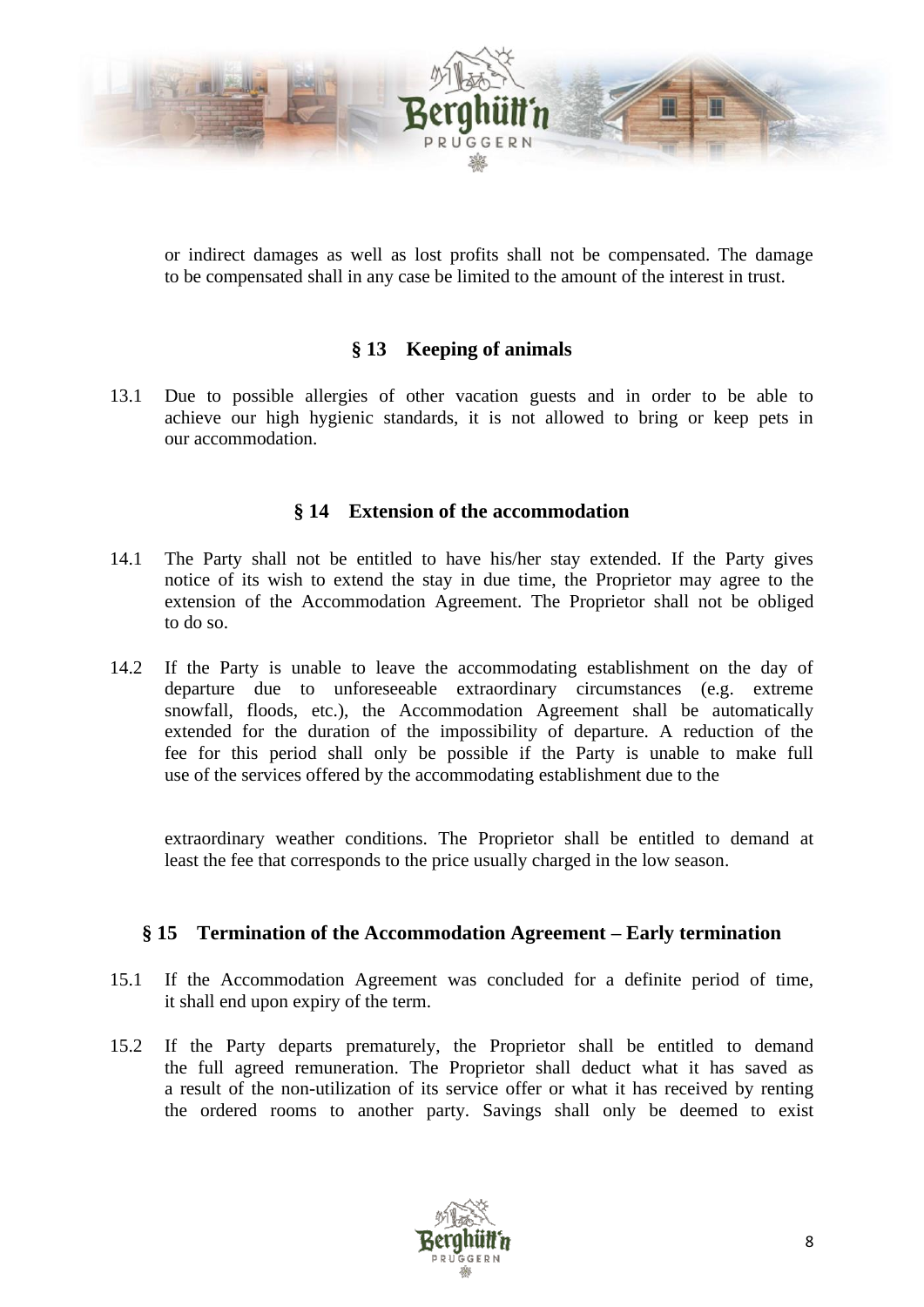or indirect damages as well as lost profits shall not be compensated. The damage to be compensated shall in any case be limited to the amount of the interest in trust.

## § 13 Keeping of animals

13.1 Due to possible allergies of other vacation guests and in order to be able to achieve our high hygienic standards, it is not allowed to bring or keep pets in our accommodation.

## § 14 Extension of the accommodation

14.1 The Party shall not be entitled to have his/her stay extended. If the Party gives notice of its wish to extend the stay in due time, the Proprietor may agree to the extension of the Accommodation Agreement. The Proprietor shall not be obliged to do so.

14.2 If the Party is unable to leave the accommodating establishment on the day of departure due to unforeseeable extraordinary circumstances (e.g. extreme snowfall, floods, etc.), the Accommodation Agreement shall be automatically extended for the duration of the impossibility of departure. A reduction of the fee for this period shall only be possible if the Party is unable to make full use of the services offered by the accommodating establishment due to the extraordinary weather conditions. The Proprietor shall be entitled to demand at least the fee that corresponds to the price usually charged in the low season.

## § 15 Termination of the Accommodation Agreement – Early termination

15.1 If the Accommodation Agreement was concluded for a definite period of time, it shall end upon expiry of the term.

15.2 If the Party departs prematurely, the Proprietor shall be entitled to demand the full agreed remuneration. The Proprietor shall deduct what it has saved as a result of the non-utilization of its service offer or what it has received by renting the ordered rooms to another party. Savings shall only be deemed to exist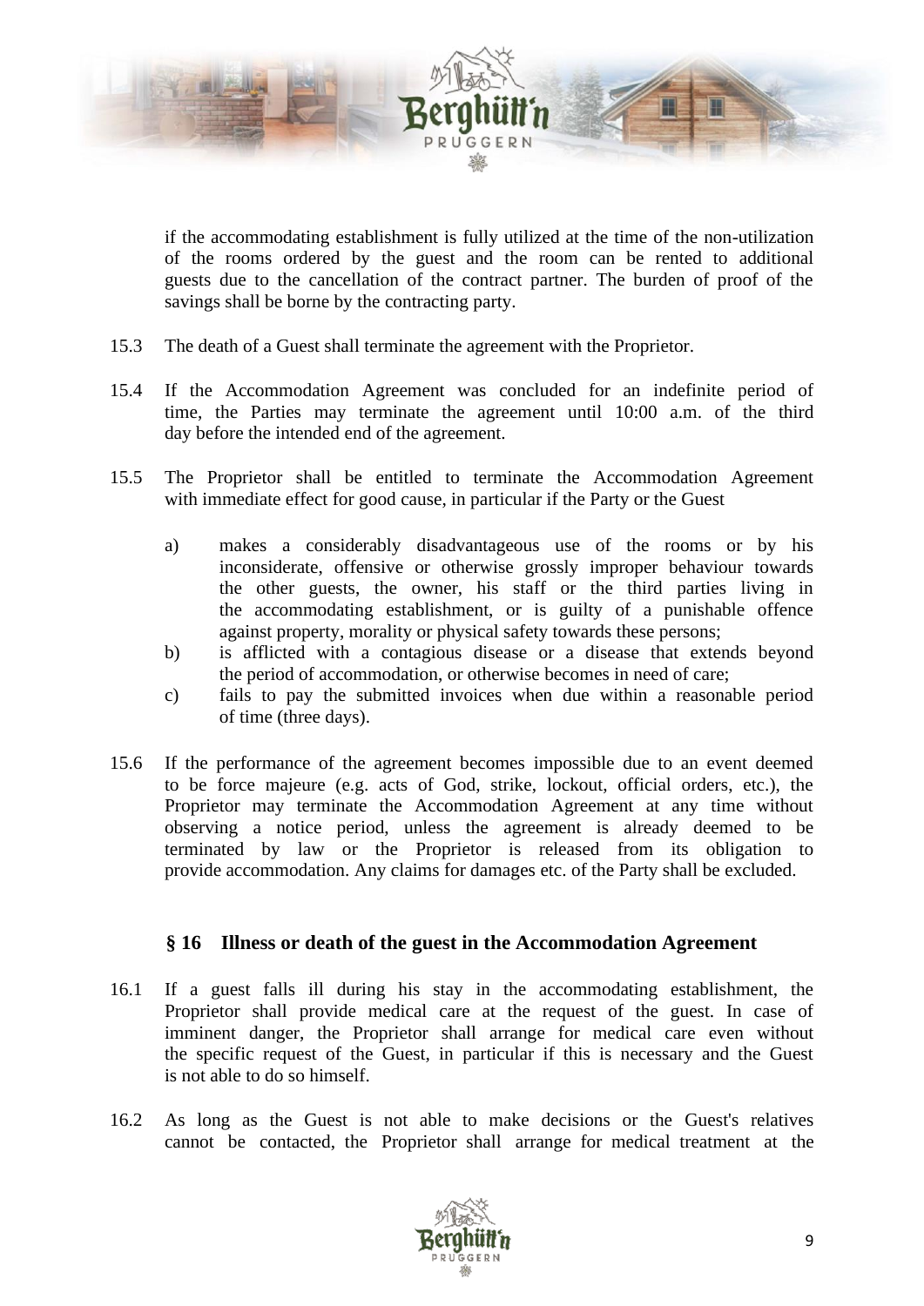if the accommodating establishment is fully utilized at the time of the non-utilization of the rooms ordered by the guest and the room can be rented to additional guests due to the cancellation of the contract partner. The burden of proof of the savings shall be borne by the contracting party.

15.3 The death of a Guest shall terminate the agreement with the Proprietor.

15.4 If the Accommodation Agreement was concluded for an indefinite period of time, the Parties may terminate the agreement until 10:00 a.m. of the third day before the intended end of the agreement.

15.5 The Proprietor shall be entitled to terminate the Accommodation Agreement with immediate effect for good cause, in particular if the Party or the Guest

a) makes a considerably disadvantageous use of the rooms or by his inconsiderate, offensive or otherwise grossly improper behaviour towards the other guests, the owner, his staff or the third parties living in the accommodating establishment, or is guilty of a punishable offence against property, morality or physical safety towards these persons;

b) is afflicted with a contagious disease or a disease that extends beyond the period of accommodation, or otherwise becomes in need of care;

c) fails to pay the submitted invoices when due within a reasonable period of time (three days).

15.6 If the performance of the agreement becomes impossible due to an event deemed to be force majeure (e.g. acts of God, strike, lockout, official orders, etc.), the Proprietor may terminate the Accommodation Agreement at any time without observing a notice period, unless the agreement is already deemed to be terminated by law or the Proprietor is released from its obligation to provide accommodation. Any claims for damages etc. of the Party shall be excluded.

## § 16 Illness or death of the guest in the Accommodation Agreement

16.1 If a guest falls ill during his stay in the accommodating establishment, the Proprietor shall provide medical care at the request of the guest. In case of imminent danger, the Proprietor shall arrange for medical care even without the specific request of the Guest, in particular if this is necessary and the Guest is not able to do so himself.

16.2 As long as the Guest is not able to make decisions or the Guest's relatives cannot be contacted, the Proprietor shall arrange for medical treatment at the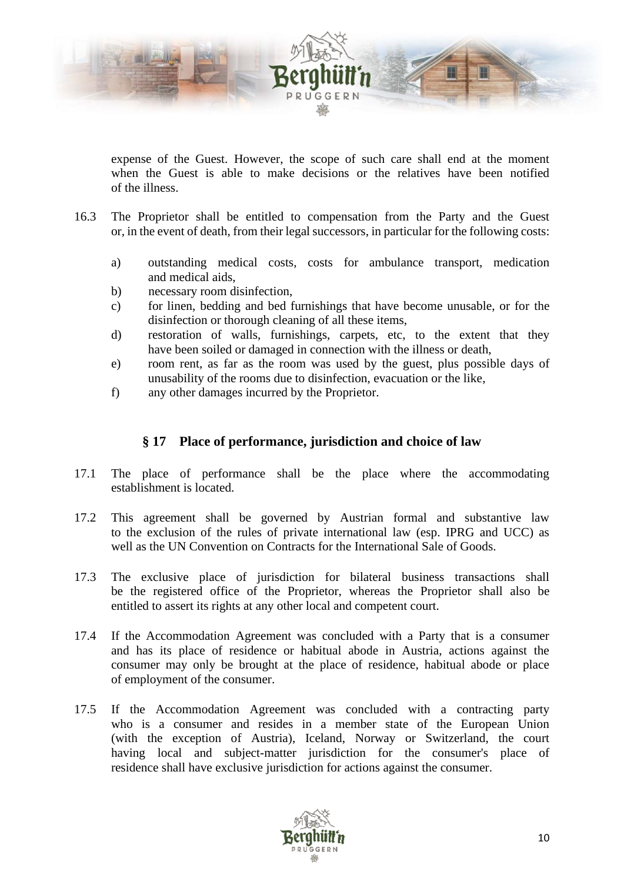expense of the Guest. However, the scope of such care shall end at the moment when the Guest is able to make decisions or the relatives have been notified of the illness.

16.3 The Proprietor shall be entitled to compensation from the Party and the Guest or, in the event of death, from their legal successors, in particular for the following costs:

a) outstanding medical costs, costs for ambulance transport, medication and medical aids,
b) necessary room disinfection,
c) for linen, bedding and bed furnishings that have become unusable, or for the disinfection or thorough cleaning of all these items,
d) restoration of walls, furnishings, carpets, etc, to the extent that they have been soiled or damaged in connection with the illness or death,
e) room rent, as far as the room was used by the guest, plus possible days of unusability of the rooms due to disinfection, evacuation or the like,
f) any other damages incurred by the Proprietor.

## § 17 Place of performance, jurisdiction and choice of law

17.1 The place of performance shall be the place where the accommodating establishment is located.

17.2 This agreement shall be governed by Austrian formal and substantive law to the exclusion of the rules of private international law (esp. IPRG and UCC) as well as the UN Convention on Contracts for the International Sale of Goods.

17.3 The exclusive place of jurisdiction for bilateral business transactions shall be the registered office of the Proprietor, whereas the Proprietor shall also be entitled to assert its rights at any other local and competent court.

17.4 If the Accommodation Agreement was concluded with a Party that is a consumer and has its place of residence or habitual abode in Austria, actions against the consumer may only be brought at the place of residence, habitual abode or place of employment of the consumer.

17.5 If the Accommodation Agreement was concluded with a contracting party who is a consumer and resides in a member state of the European Union (with the exception of Austria), Iceland, Norway or Switzerland, the court having local and subject-matter jurisdiction for the consumer's place of residence shall have exclusive jurisdiction for actions against the consumer.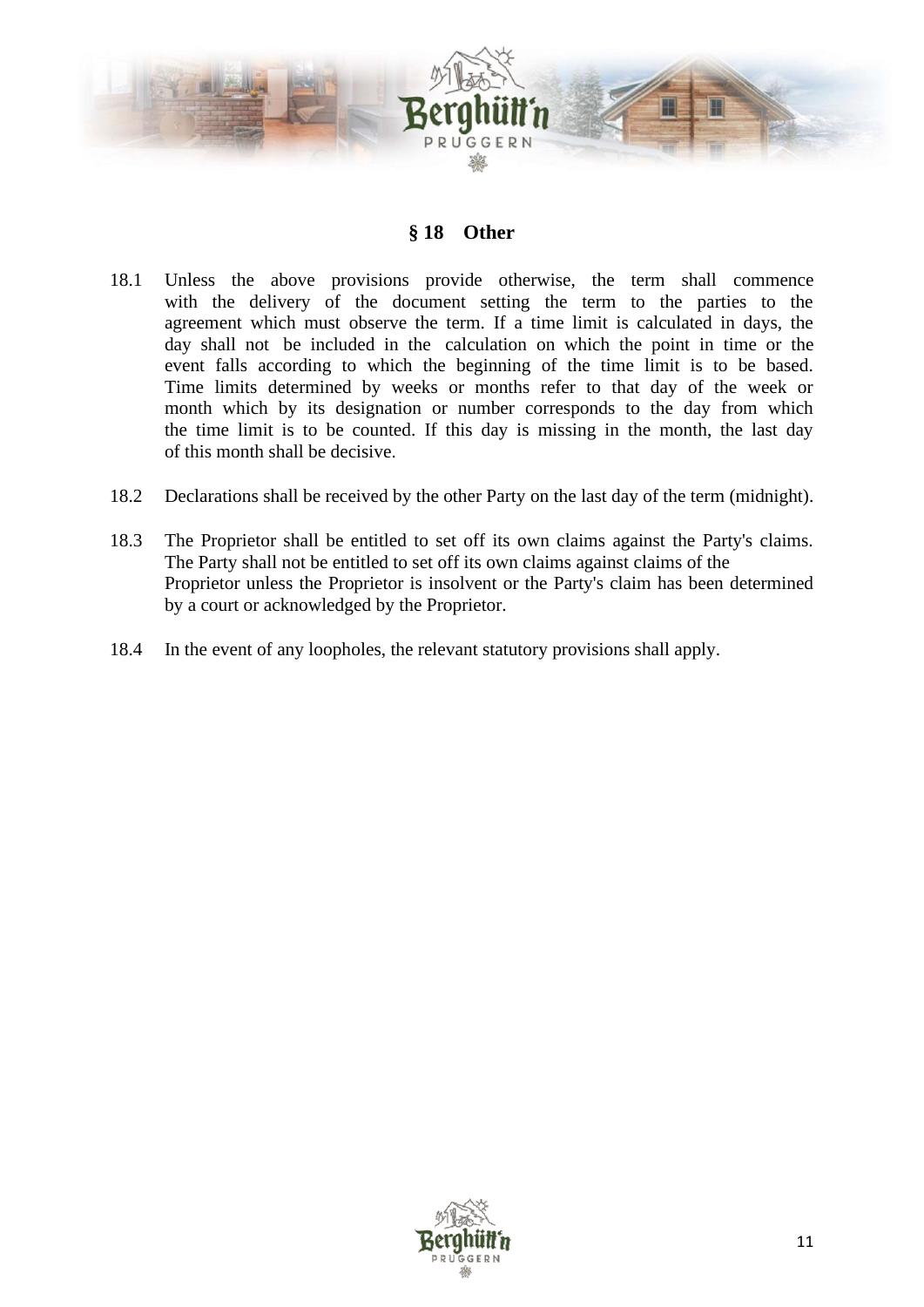## § 18 Other

18.1 Unless the above provisions provide otherwise, the term shall commence with the delivery of the document setting the term to the parties to the agreement which must observe the term. If a time limit is calculated in days, the day shall not be included in the calculation on which the point in time or the event falls according to which the beginning of the time limit is to be based. Time limits determined by weeks or months refer to that day of the week or month which by its designation or number corresponds to the day from which the time limit is to be counted. If this day is missing in the month, the last day of this month shall be decisive.

18.2 Declarations shall be received by the other Party on the last day of the term (midnight).

18.3 The Proprietor shall be entitled to set off its own claims against the Party's claims. The Party shall not be entitled to set off its own claims against claims of the Proprietor unless the Proprietor is insolvent or the Party's claim has been determined by a court or acknowledged by the Proprietor.

18.4 In the event of any loopholes, the relevant statutory provisions shall apply.